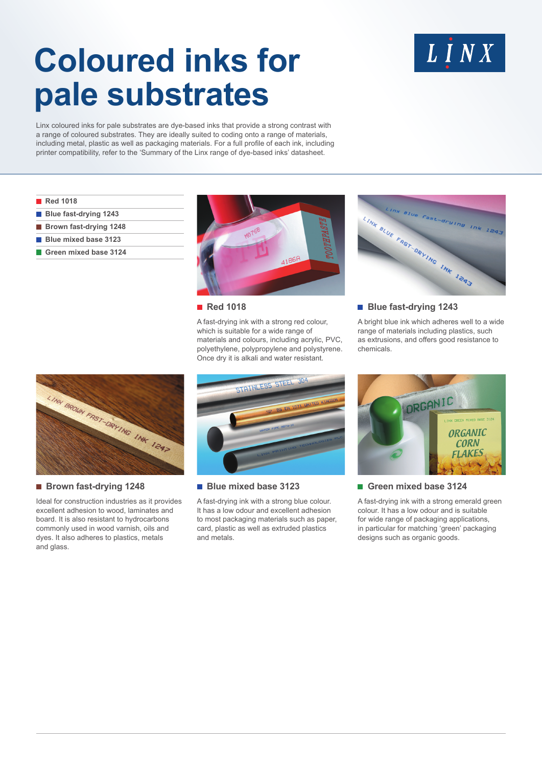# Coloured inks for pale substrates

Linx coloured inks for pale substrates are dye-based inks that provide a strong contrast with a range of coloured substrates. They are ideally suited to coding onto a range of materials, including metal, plastic as well as packaging materials. For a full profile of each ink, including printer compatibility, refer to the 'Summary of the Linx range of dye-based inks' datasheet.

- Red 1018
- Blue fast-drying 1243
- Brown fast-drying 1248
- Blue mixed base 3123
- Green mixed base 3124

## Red 1018

A fast-drying ink with a strong red colour, which is suitable for a wide range of materials and colours, including acrylic, PVC, polyethylene, polypropylene and polystyrene. Once dry it is alkali and water resistant.

## Blue fast-drying 1243

A bright blue ink which adheres well to a wide range of materials including plastics, such as extrusions, and offers good resistance to chemicals.

## Brown fast-drying 1248

Ideal for construction industries as it provides excellent adhesion to wood, laminates and board. It is also resistant to hydrocarbons commonly used in wood varnish, oils and dyes. It also adheres to plastics, metals and glass.

## Blue mixed base 3123

A fast-drying ink with a strong blue colour. It has a low odour and excellent adhesion to most packaging materials such as paper, card, plastic as well as extruded plastics and metals.

## Green mixed base 3124

A fast-drying ink with a strong emerald green colour. It has a low odour and is suitable for wide range of packaging applications, in particular for matching 'green' packaging designs such as organic goods.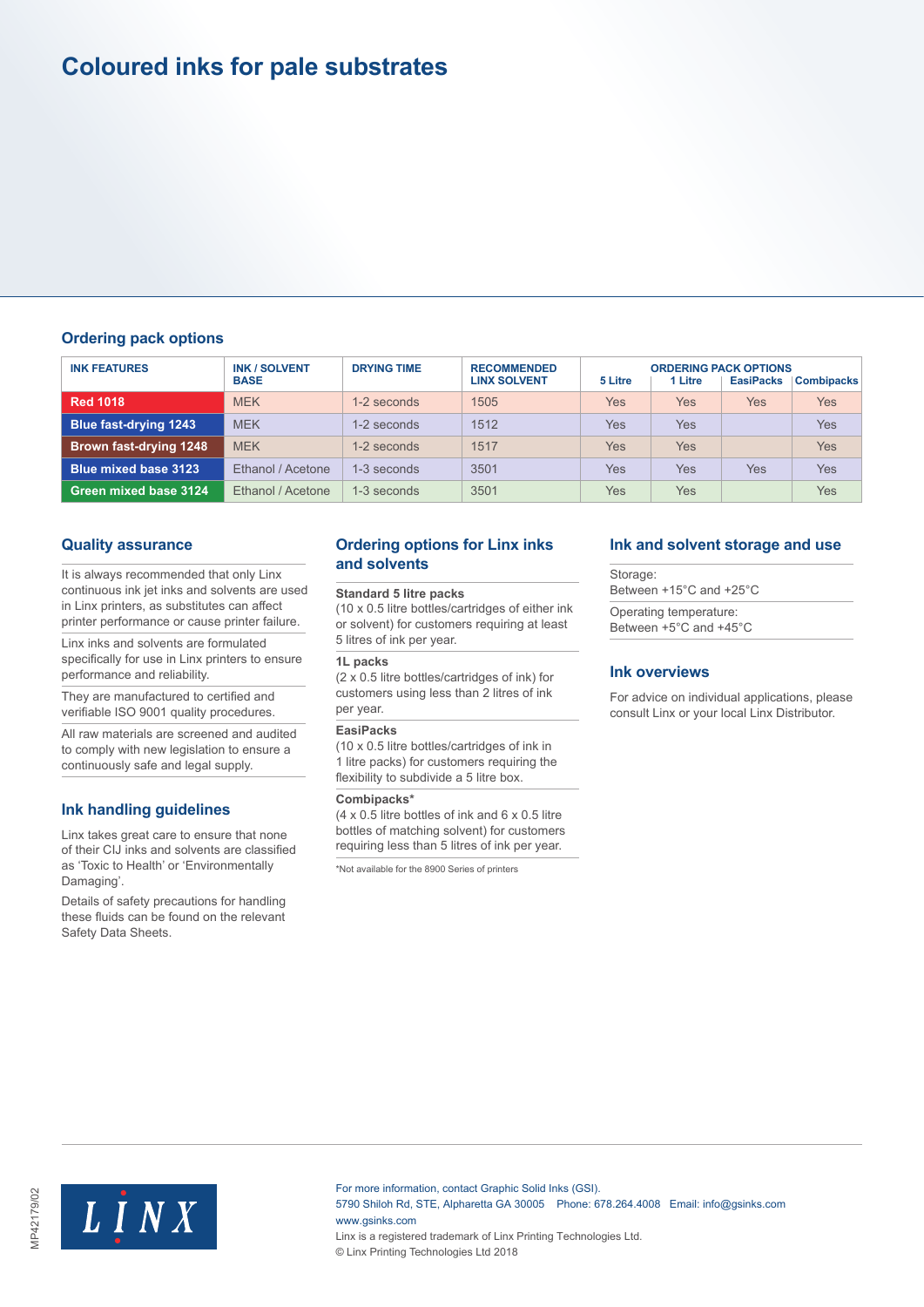# Coloured inks for pale substrates

## Ordering pack options

| INK FEATURES | INK / SOLVENT BASE | DRYING TIME | RECOMMENDED LINX SOLVENT | ORDERING PACK OPTIONS | | | |
|---|---|---|---|---|---|---|---|
| | | | | 5 Litre | 1 Litre | EasiPacks | Combipacks |
| Red 1018 | MEK | 1-2 seconds | 1505 | Yes | Yes | Yes | Yes |
| Blue fast-drying 1243 | MEK | 1-2 seconds | 1512 | Yes | Yes | | Yes |
| Brown fast-drying 1248 | MEK | 1-2 seconds | 1517 | Yes | Yes | | Yes |
| Blue mixed base 3123 | Ethanol / Acetone | 1-3 seconds | 3501 | Yes | Yes | Yes | Yes |
| Green mixed base 3124 | Ethanol / Acetone | 1-3 seconds | 3501 | Yes | Yes | | Yes |

## Quality assurance

It is always recommended that only Linx continuous ink jet inks and solvents are used in Linx printers, as substitutes can affect printer performance or cause printer failure.

Linx inks and solvents are formulated specifically for use in Linx printers to ensure performance and reliability.

They are manufactured to certified and verifiable ISO 9001 quality procedures.

All raw materials are screened and audited to comply with new legislation to ensure a continuously safe and legal supply.

## Ink handling guidelines

Linx takes great care to ensure that none of their CIJ inks and solvents are classified as 'Toxic to Health' or 'Environmentally Damaging'.

Details of safety precautions for handling these fluids can be found on the relevant Safety Data Sheets.

## Ordering options for Linx inks and solvents

**Standard 5 litre packs**
(10 x 0.5 litre bottles/cartridges of either ink or solvent) for customers requiring at least 5 litres of ink per year.

**1L packs**
(2 x 0.5 litre bottles/cartridges of ink) for customers using less than 2 litres of ink per year.

**EasiPacks**
(10 x 0.5 litre bottles/cartridges of ink in 1 litre packs) for customers requiring the flexibility to subdivide a 5 litre box.

**Combipacks***
(4 x 0.5 litre bottles of ink and 6 x 0.5 litre bottles of matching solvent) for customers requiring less than 5 litres of ink per year.

*Not available for the 8900 Series of printers

## Ink and solvent storage and use

Storage:
Between +15°C and +25°C

Operating temperature:
Between +5°C and +45°C

## Ink overviews

For advice on individual applications, please consult Linx or your local Linx Distributor.

MP4179/02

LINX

For more information, contact Graphic Solid Inks (GSI).
5790 Shiloh Rd, STE, Alpharetta GA 30005 Phone: 678.264.4008 Email: info@gsinks.com
www.gsinks.com
Linx is a registered trademark of Linx Printing Technologies Ltd.
© Linx Printing Technologies Ltd 2018